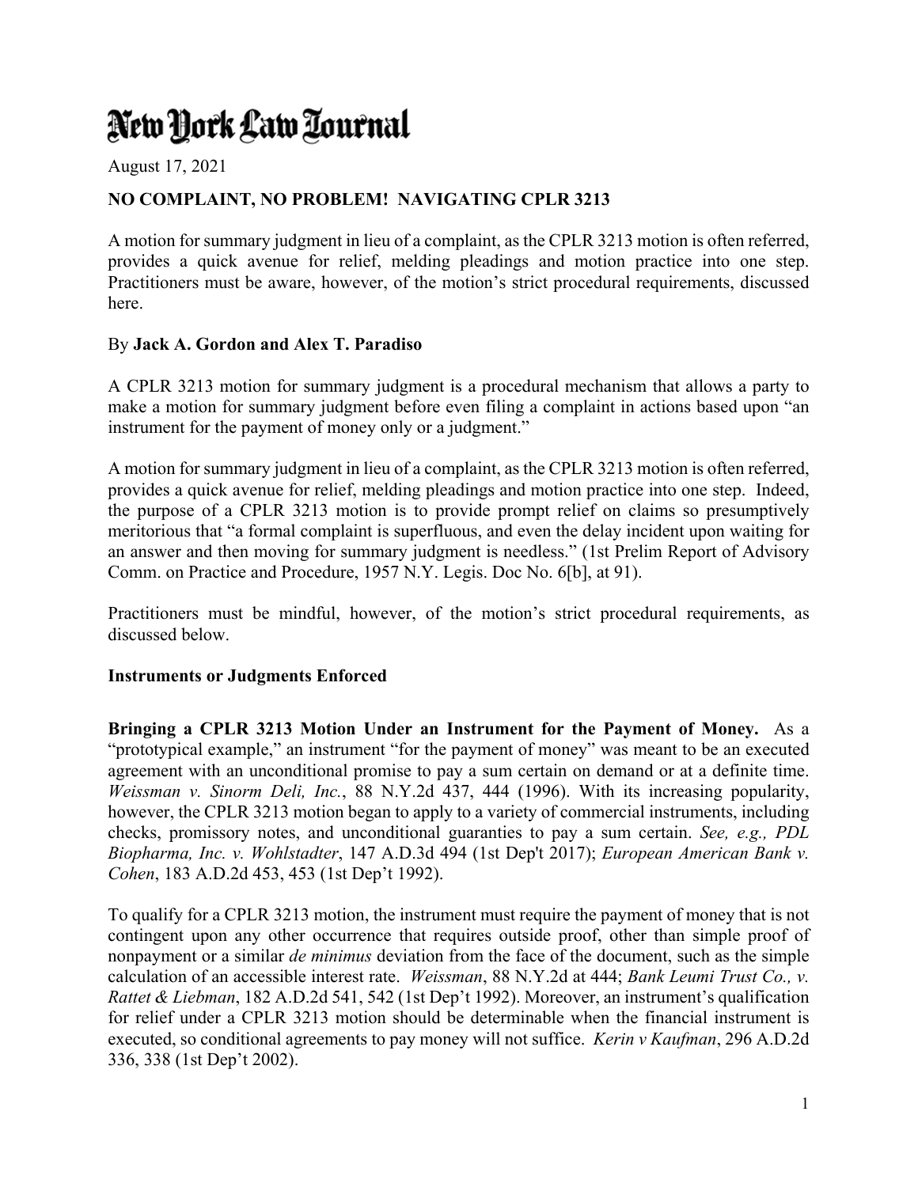# New York Law Journal

August 17, 2021

**NO COMPLAINT, NO PROBLEM! NAVIGATING CPLR 3213**

A motion for summary judgment in lieu of a complaint, as the CPLR 3213 motion is often referred, provides a quick avenue for relief, melding pleadings and motion practice into one step. Practitioners must be aware, however, of the motion's strict procedural requirements, discussed here.

By **Jack A. Gordon and Alex T. Paradiso**

A CPLR 3213 motion for summary judgment is a procedural mechanism that allows a party to make a motion for summary judgment before even filing a complaint in actions based upon "an instrument for the payment of money only or a judgment."

A motion for summary judgment in lieu of a complaint, as the CPLR 3213 motion is often referred, provides a quick avenue for relief, melding pleadings and motion practice into one step. Indeed, the purpose of a CPLR 3213 motion is to provide prompt relief on claims so presumptively meritorious that "a formal complaint is superfluous, and even the delay incident upon waiting for an answer and then moving for summary judgment is needless." (1st Prelim Report of Advisory Comm. on Practice and Procedure, 1957 N.Y. Legis. Doc No. 6[b], at 91).

Practitioners must be mindful, however, of the motion's strict procedural requirements, as discussed below.

**Instruments or Judgments Enforced**

**Bringing a CPLR 3213 Motion Under an Instrument for the Payment of Money.** As a "prototypical example," an instrument "for the payment of money" was meant to be an executed agreement with an unconditional promise to pay a sum certain on demand or at a definite time. *Weissman v. Sinorm Deli, Inc.*, 88 N.Y.2d 437, 444 (1996). With its increasing popularity, however, the CPLR 3213 motion began to apply to a variety of commercial instruments, including checks, promissory notes, and unconditional guaranties to pay a sum certain. *See, e.g., PDL Biopharma, Inc. v. Wohlstadter*, 147 A.D.3d 494 (1st Dep't 2017); *European American Bank v. Cohen*, 183 A.D.2d 453, 453 (1st Dep't 1992).

To qualify for a CPLR 3213 motion, the instrument must require the payment of money that is not contingent upon any other occurrence that requires outside proof, other than simple proof of nonpayment or a similar *de minimus* deviation from the face of the document, such as the simple calculation of an accessible interest rate. *Weissman*, 88 N.Y.2d at 444; *Bank Leumi Trust Co., v. Rattet & Liebman*, 182 A.D.2d 541, 542 (1st Dep't 1992). Moreover, an instrument's qualification for relief under a CPLR 3213 motion should be determinable when the financial instrument is executed, so conditional agreements to pay money will not suffice. *Kerin v Kaufman*, 296 A.D.2d 336, 338 (1st Dep't 2002).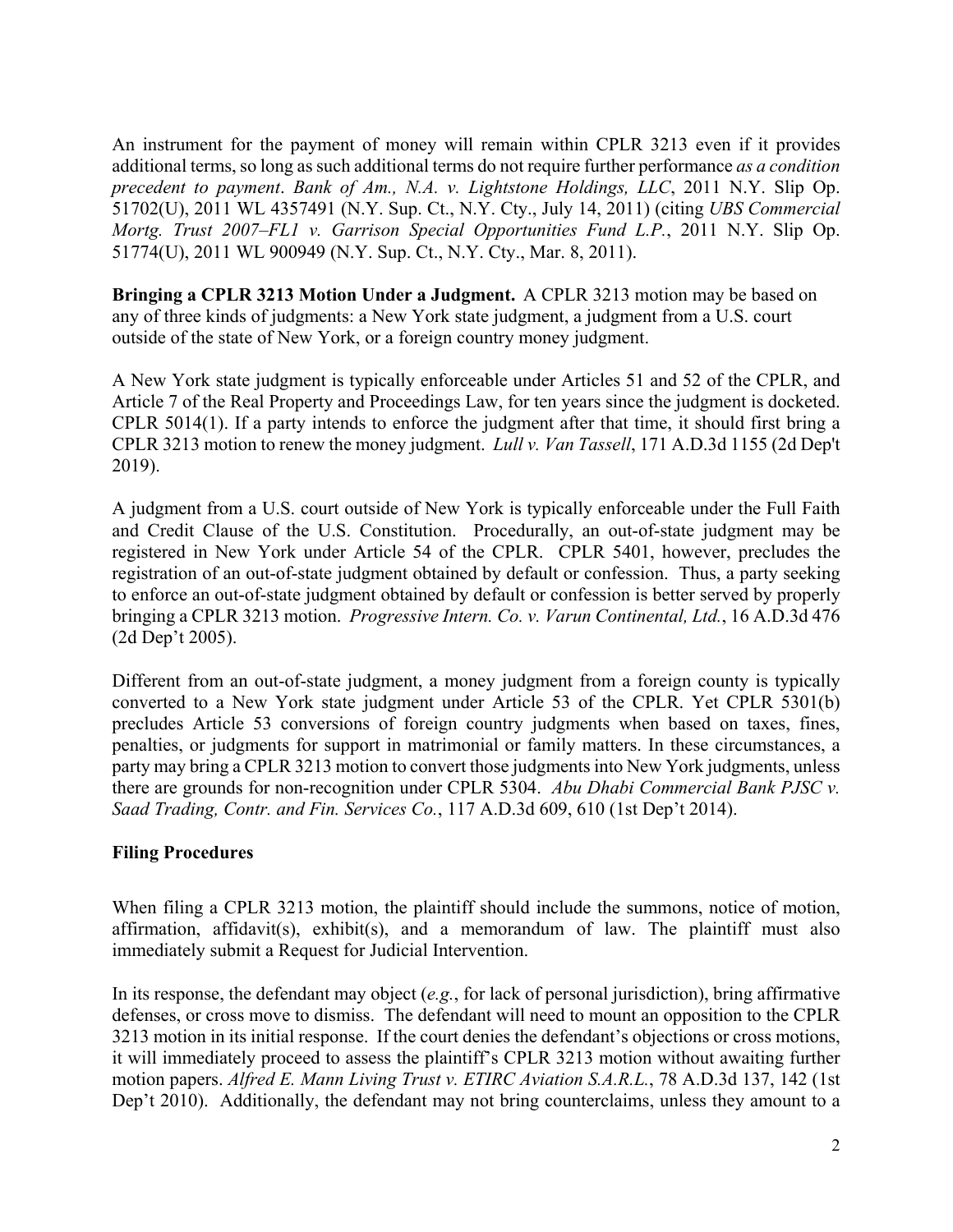An instrument for the payment of money will remain within CPLR 3213 even if it provides additional terms, so long as such additional terms do not require further performance *as a condition precedent to payment*. *Bank of Am., N.A. v. Lightstone Holdings, LLC*, 2011 N.Y. Slip Op. 51702(U), 2011 WL 4357491 (N.Y. Sup. Ct., N.Y. Cty., July 14, 2011) (citing *UBS Commercial Mortg. Trust 2007–FL1 v. Garrison Special Opportunities Fund L.P.*, 2011 N.Y. Slip Op. 51774(U), 2011 WL 900949 (N.Y. Sup. Ct., N.Y. Cty., Mar. 8, 2011).

**Bringing a CPLR 3213 Motion Under a Judgment.** A CPLR 3213 motion may be based on any of three kinds of judgments: a New York state judgment, a judgment from a U.S. court outside of the state of New York, or a foreign country money judgment.

A New York state judgment is typically enforceable under Articles 51 and 52 of the CPLR, and Article 7 of the Real Property and Proceedings Law, for ten years since the judgment is docketed. CPLR 5014(1). If a party intends to enforce the judgment after that time, it should first bring a CPLR 3213 motion to renew the money judgment. *Lull v. Van Tassell*, 171 A.D.3d 1155 (2d Dep't 2019).

A judgment from a U.S. court outside of New York is typically enforceable under the Full Faith and Credit Clause of the U.S. Constitution. Procedurally, an out-of-state judgment may be registered in New York under Article 54 of the CPLR. CPLR 5401, however, precludes the registration of an out-of-state judgment obtained by default or confession. Thus, a party seeking to enforce an out-of-state judgment obtained by default or confession is better served by properly bringing a CPLR 3213 motion. *Progressive Intern. Co. v. Varun Continental, Ltd.*, 16 A.D.3d 476 (2d Dep't 2005).

Different from an out-of-state judgment, a money judgment from a foreign county is typically converted to a New York state judgment under Article 53 of the CPLR. Yet CPLR 5301(b) precludes Article 53 conversions of foreign country judgments when based on taxes, fines, penalties, or judgments for support in matrimonial or family matters. In these circumstances, a party may bring a CPLR 3213 motion to convert those judgments into New York judgments, unless there are grounds for non-recognition under CPLR 5304. *Abu Dhabi Commercial Bank PJSC v. Saad Trading, Contr. and Fin. Services Co.*, 117 A.D.3d 609, 610 (1st Dep't 2014).

## Filing Procedures

When filing a CPLR 3213 motion, the plaintiff should include the summons, notice of motion, affirmation, affidavit(s), exhibit(s), and a memorandum of law. The plaintiff must also immediately submit a Request for Judicial Intervention.

In its response, the defendant may object (*e.g.*, for lack of personal jurisdiction), bring affirmative defenses, or cross move to dismiss. The defendant will need to mount an opposition to the CPLR 3213 motion in its initial response. If the court denies the defendant's objections or cross motions, it will immediately proceed to assess the plaintiff's CPLR 3213 motion without awaiting further motion papers. *Alfred E. Mann Living Trust v. ETIRC Aviation S.A.R.L.*, 78 A.D.3d 137, 142 (1st Dep't 2010). Additionally, the defendant may not bring counterclaims, unless they amount to a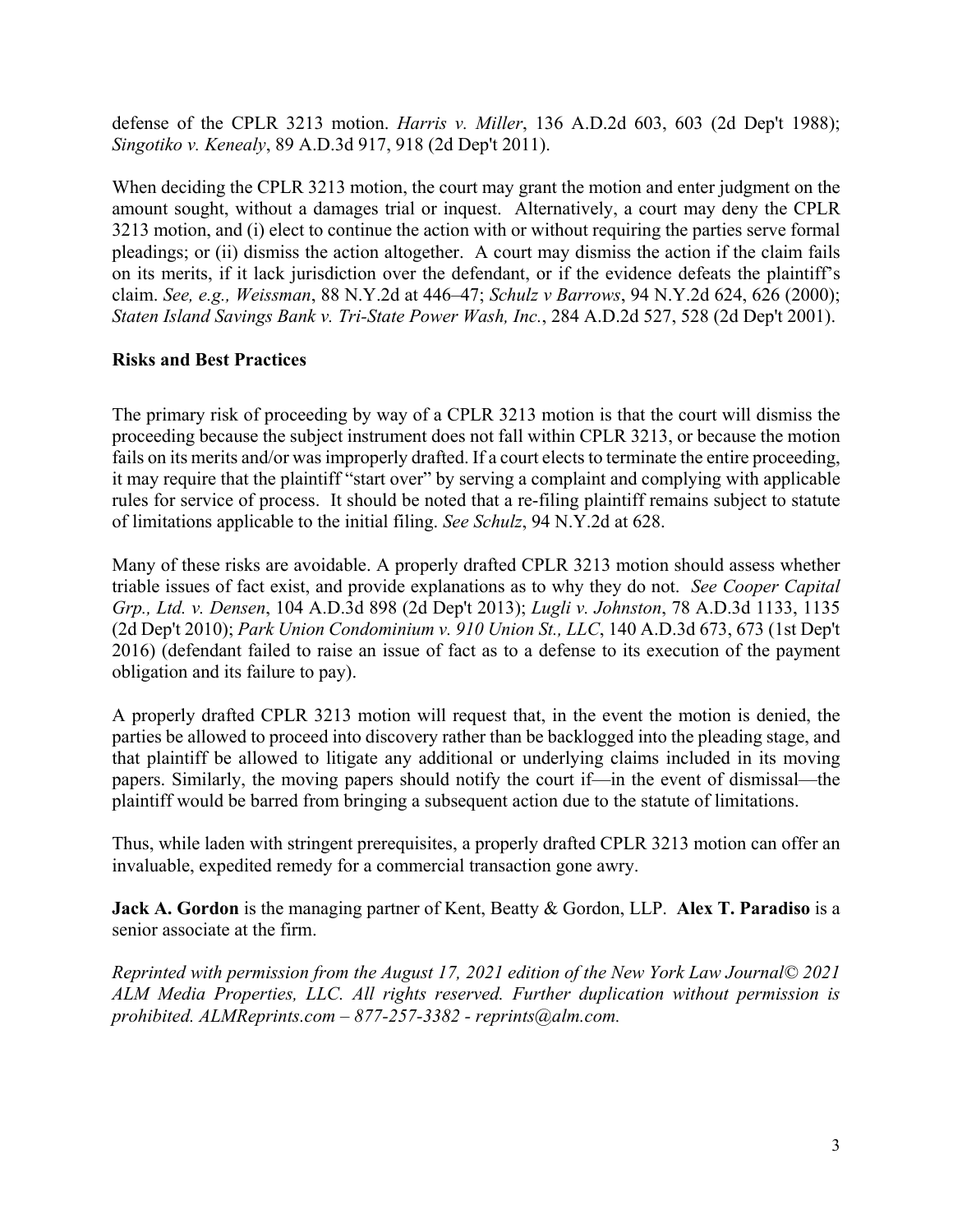defense of the CPLR 3213 motion. *Harris v. Miller*, 136 A.D.2d 603, 603 (2d Dep't 1988); *Singotiko v. Kenealy*, 89 A.D.3d 917, 918 (2d Dep't 2011).

When deciding the CPLR 3213 motion, the court may grant the motion and enter judgment on the amount sought, without a damages trial or inquest. Alternatively, a court may deny the CPLR 3213 motion, and (i) elect to continue the action with or without requiring the parties serve formal pleadings; or (ii) dismiss the action altogether. A court may dismiss the action if the claim fails on its merits, if it lack jurisdiction over the defendant, or if the evidence defeats the plaintiff's claim. *See, e.g., Weissman*, 88 N.Y.2d at 446–47; *Schulz v Barrows*, 94 N.Y.2d 624, 626 (2000); *Staten Island Savings Bank v. Tri-State Power Wash, Inc.*, 284 A.D.2d 527, 528 (2d Dep't 2001).

**Risks and Best Practices**

The primary risk of proceeding by way of a CPLR 3213 motion is that the court will dismiss the proceeding because the subject instrument does not fall within CPLR 3213, or because the motion fails on its merits and/or was improperly drafted. If a court elects to terminate the entire proceeding, it may require that the plaintiff "start over" by serving a complaint and complying with applicable rules for service of process. It should be noted that a re-filing plaintiff remains subject to statute of limitations applicable to the initial filing. *See Schulz*, 94 N.Y.2d at 628.

Many of these risks are avoidable. A properly drafted CPLR 3213 motion should assess whether triable issues of fact exist, and provide explanations as to why they do not. *See Cooper Capital Grp., Ltd. v. Densen*, 104 A.D.3d 898 (2d Dep't 2013); *Lugli v. Johnston*, 78 A.D.3d 1133, 1135 (2d Dep't 2010); *Park Union Condominium v. 910 Union St., LLC*, 140 A.D.3d 673, 673 (1st Dep't 2016) (defendant failed to raise an issue of fact as to a defense to its execution of the payment obligation and its failure to pay).

A properly drafted CPLR 3213 motion will request that, in the event the motion is denied, the parties be allowed to proceed into discovery rather than be backlogged into the pleading stage, and that plaintiff be allowed to litigate any additional or underlying claims included in its moving papers. Similarly, the moving papers should notify the court if—in the event of dismissal—the plaintiff would be barred from bringing a subsequent action due to the statute of limitations.

Thus, while laden with stringent prerequisites, a properly drafted CPLR 3213 motion can offer an invaluable, expedited remedy for a commercial transaction gone awry.

**Jack A. Gordon** is the managing partner of Kent, Beatty & Gordon, LLP. **Alex T. Paradiso** is a senior associate at the firm.

*Reprinted with permission from the August 17, 2021 edition of the New York Law Journal© 2021 ALM Media Properties, LLC. All rights reserved. Further duplication without permission is prohibited. ALMReprints.com – 877-257-3382 - reprints@alm.com.*